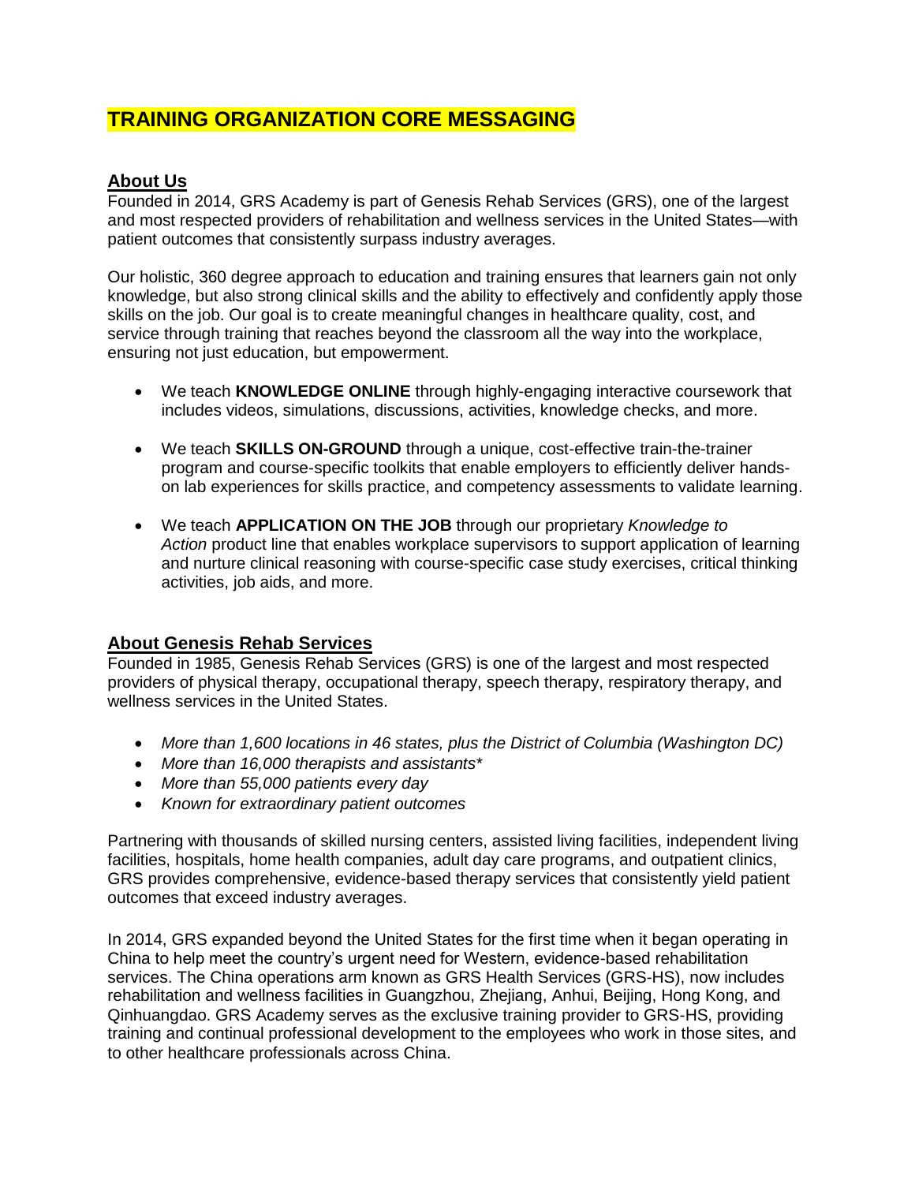# TRAINING ORGANIZATION CORE MESSAGING

## About Us

Founded in 2014, GRS Academy is part of Genesis Rehab Services (GRS), one of the largest and most respected providers of rehabilitation and wellness services in the United States—with patient outcomes that consistently surpass industry averages.

Our holistic, 360 degree approach to education and training ensures that learners gain not only knowledge, but also strong clinical skills and the ability to effectively and confidently apply those skills on the job. Our goal is to create meaningful changes in healthcare quality, cost, and service through training that reaches beyond the classroom all the way into the workplace, ensuring not just education, but empowerment.

- We teach **KNOWLEDGE ONLINE** through highly-engaging interactive coursework that includes videos, simulations, discussions, activities, knowledge checks, and more.
- We teach **SKILLS ON-GROUND** through a unique, cost-effective train-the-trainer program and course-specific toolkits that enable employers to efficiently deliver hands-on lab experiences for skills practice, and competency assessments to validate learning.
- We teach **APPLICATION ON THE JOB** through our proprietary *Knowledge to Action* product line that enables workplace supervisors to support application of learning and nurture clinical reasoning with course-specific case study exercises, critical thinking activities, job aids, and more.

## About Genesis Rehab Services

Founded in 1985, Genesis Rehab Services (GRS) is one of the largest and most respected providers of physical therapy, occupational therapy, speech therapy, respiratory therapy, and wellness services in the United States.

- *More than 1,600 locations in 46 states, plus the District of Columbia (Washington DC)*
- *More than 16,000 therapists and assistants**
- *More than 55,000 patients every day*
- *Known for extraordinary patient outcomes*

Partnering with thousands of skilled nursing centers, assisted living facilities, independent living facilities, hospitals, home health companies, adult day care programs, and outpatient clinics, GRS provides comprehensive, evidence-based therapy services that consistently yield patient outcomes that exceed industry averages.

In 2014, GRS expanded beyond the United States for the first time when it began operating in China to help meet the country's urgent need for Western, evidence-based rehabilitation services. The China operations arm known as GRS Health Services (GRS-HS), now includes rehabilitation and wellness facilities in Guangzhou, Zhejiang, Anhui, Beijing, Hong Kong, and Qinhuangdao. GRS Academy serves as the exclusive training provider to GRS-HS, providing training and continual professional development to the employees who work in those sites, and to other healthcare professionals across China.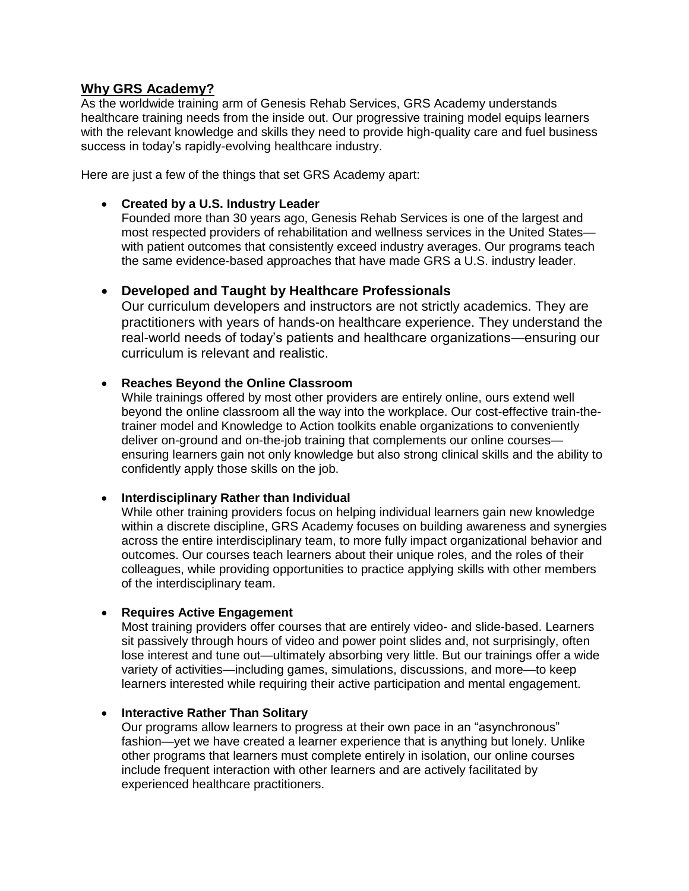## **Why GRS Academy?**

As the worldwide training arm of Genesis Rehab Services, GRS Academy understands healthcare training needs from the inside out. Our progressive training model equips learners with the relevant knowledge and skills they need to provide high-quality care and fuel business success in today's rapidly-evolving healthcare industry.

Here are just a few of the things that set GRS Academy apart:

- **Created by a U.S. Industry Leader**
  Founded more than 30 years ago, Genesis Rehab Services is one of the largest and most respected providers of rehabilitation and wellness services in the United States—with patient outcomes that consistently exceed industry averages. Our programs teach the same evidence-based approaches that have made GRS a U.S. industry leader.

- **Developed and Taught by Healthcare Professionals**
  Our curriculum developers and instructors are not strictly academics. They are practitioners with years of hands-on healthcare experience. They understand the real-world needs of today's patients and healthcare organizations—ensuring our curriculum is relevant and realistic.

- **Reaches Beyond the Online Classroom**
  While trainings offered by most other providers are entirely online, ours extend well beyond the online classroom all the way into the workplace. Our cost-effective train-the-trainer model and Knowledge to Action toolkits enable organizations to conveniently deliver on-ground and on-the-job training that complements our online courses—ensuring learners gain not only knowledge but also strong clinical skills and the ability to confidently apply those skills on the job.

- **Interdisciplinary Rather than Individual**
  While other training providers focus on helping individual learners gain new knowledge within a discrete discipline, GRS Academy focuses on building awareness and synergies across the entire interdisciplinary team, to more fully impact organizational behavior and outcomes. Our courses teach learners about their unique roles, and the roles of their colleagues, while providing opportunities to practice applying skills with other members of the interdisciplinary team.

- **Requires Active Engagement**
  Most training providers offer courses that are entirely video- and slide-based. Learners sit passively through hours of video and power point slides and, not surprisingly, often lose interest and tune out—ultimately absorbing very little. But our trainings offer a wide variety of activities—including games, simulations, discussions, and more—to keep learners interested while requiring their active participation and mental engagement.

- **Interactive Rather Than Solitary**
  Our programs allow learners to progress at their own pace in an "asynchronous" fashion—yet we have created a learner experience that is anything but lonely. Unlike other programs that learners must complete entirely in isolation, our online courses include frequent interaction with other learners and are actively facilitated by experienced healthcare practitioners.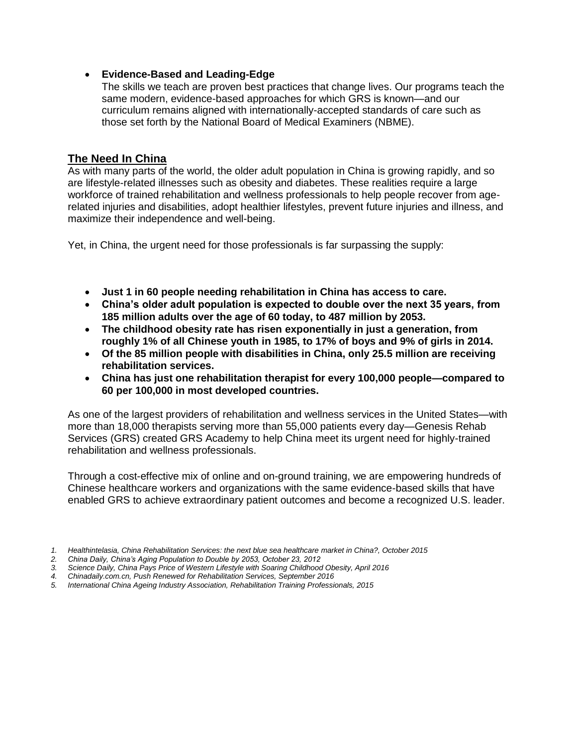- **Evidence-Based and Leading-Edge**
  The skills we teach are proven best practices that change lives. Our programs teach the same modern, evidence-based approaches for which GRS is known—and our curriculum remains aligned with internationally-accepted standards of care such as those set forth by the National Board of Medical Examiners (NBME).

## The Need In China

As with many parts of the world, the older adult population in China is growing rapidly, and so are lifestyle-related illnesses such as obesity and diabetes. These realities require a large workforce of trained rehabilitation and wellness professionals to help people recover from age-related injuries and disabilities, adopt healthier lifestyles, prevent future injuries and illness, and maximize their independence and well-being.

Yet, in China, the urgent need for those professionals is far surpassing the supply:

- **Just 1 in 60 people needing rehabilitation in China has access to care.**
- **China's older adult population is expected to double over the next 35 years, from 185 million adults over the age of 60 today, to 487 million by 2053.**
- **The childhood obesity rate has risen exponentially in just a generation, from roughly 1% of all Chinese youth in 1985, to 17% of boys and 9% of girls in 2014.**
- **Of the 85 million people with disabilities in China, only 25.5 million are receiving rehabilitation services.**
- **China has just one rehabilitation therapist for every 100,000 people—compared to 60 per 100,000 in most developed countries.**

As one of the largest providers of rehabilitation and wellness services in the United States—with more than 18,000 therapists serving more than 55,000 patients every day—Genesis Rehab Services (GRS) created GRS Academy to help China meet its urgent need for highly-trained rehabilitation and wellness professionals.

Through a cost-effective mix of online and on-ground training, we are empowering hundreds of Chinese healthcare workers and organizations with the same evidence-based skills that have enabled GRS to achieve extraordinary patient outcomes and become a recognized U.S. leader.

1. *Healthintelasia, China Rehabilitation Services: the next blue sea healthcare market in China?, October 2015*
2. *China Daily, China's Aging Population to Double by 2053, October 23, 2012*
3. *Science Daily, China Pays Price of Western Lifestyle with Soaring Childhood Obesity, April 2016*
4. *Chinadaily.com.cn, Push Renewed for Rehabilitation Services, September 2016*
5. *International China Ageing Industry Association, Rehabilitation Training Professionals, 2015*